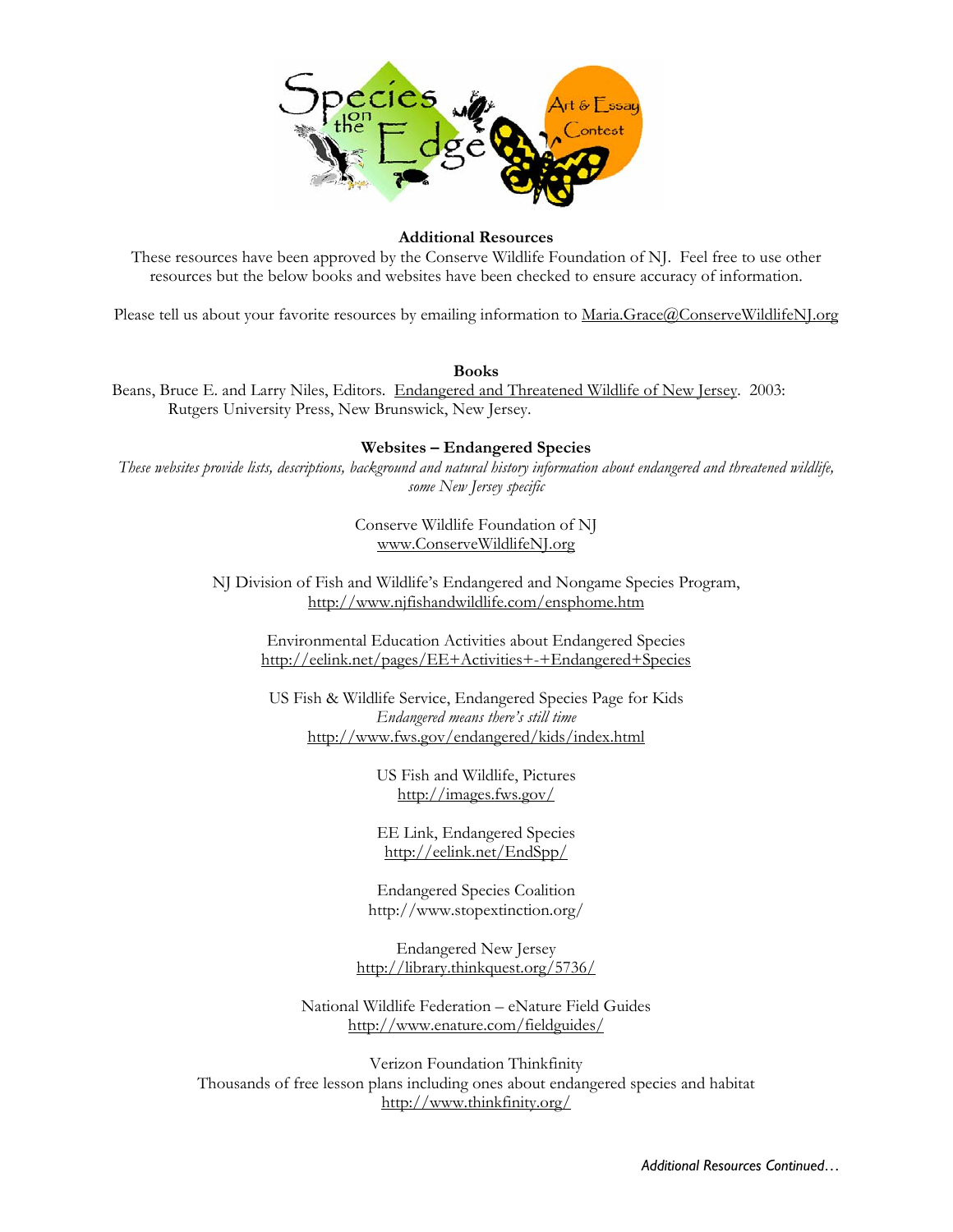## Additional Resources

These resources have been approved by the Conserve Wildlife Foundation of NJ. Feel free to use other resources but the below books and websites have been checked to ensure accuracy of information.

Please tell us about your favorite resources by emailing information to Maria.Grace@ConserveWildlifeNJ.org

### Books

Beans, Bruce E. and Larry Niles, Editors. Endangered and Threatened Wildlife of New Jersey. 2003: Rutgers University Press, New Brunswick, New Jersey.

### Websites – Endangered Species

*These websites provide lists, descriptions, background and natural history information about endangered and threatened wildlife, some New Jersey specific*

Conserve Wildlife Foundation of NJ
www.ConserveWildlifeNJ.org

NJ Division of Fish and Wildlife's Endangered and Nongame Species Program,
http://www.njfishandwildlife.com/ensphome.htm

Environmental Education Activities about Endangered Species
http://eelink.net/pages/EE+Activities+-+Endangered+Species

US Fish & Wildlife Service, Endangered Species Page for Kids
*Endangered means there's still time*
http://www.fws.gov/endangered/kids/index.html

US Fish and Wildlife, Pictures
http://images.fws.gov/

EE Link, Endangered Species
http://eelink.net/EndSpp/

Endangered Species Coalition
http://www.stopextinction.org/

Endangered New Jersey
http://library.thinkquest.org/5736/

National Wildlife Federation – eNature Field Guides
http://www.enature.com/fieldguides/

Verizon Foundation Thinkfinity
Thousands of free lesson plans including ones about endangered species and habitat
http://www.thinkfinity.org/

*Additional Resources Continued…*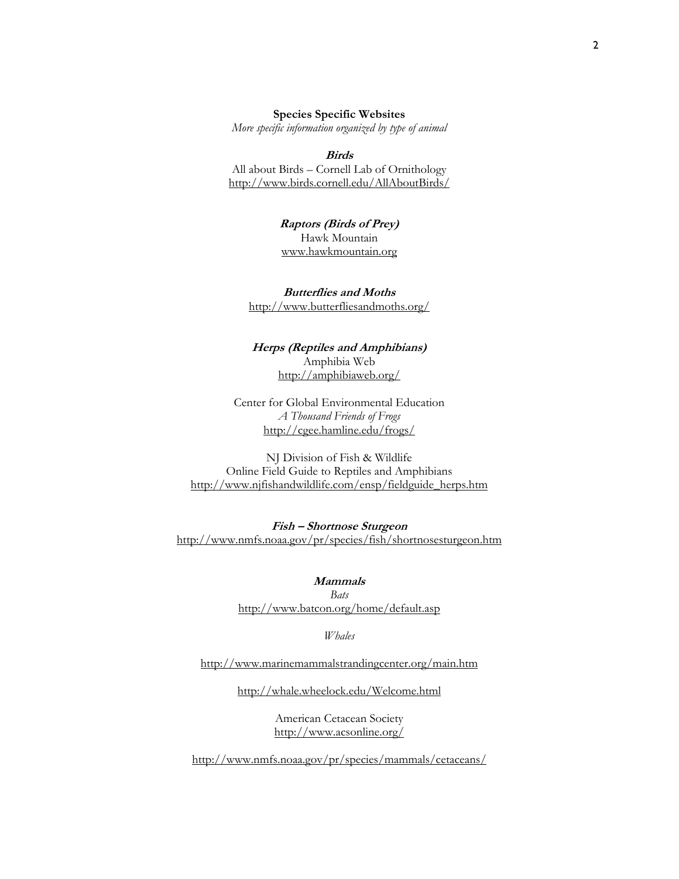## Species Specific Websites

*More specific information organized by type of animal*

### *Birds*

All about Birds – Cornell Lab of Ornithology
http://www.birds.cornell.edu/AllAboutBirds/

### *Raptors (Birds of Prey)*

Hawk Mountain
www.hawkmountain.org

### *Butterflies and Moths*

http://www.butterfliesandmoths.org/

### *Herps (Reptiles and Amphibians)*

Amphibia Web
http://amphibiaweb.org/

Center for Global Environmental Education
*A Thousand Friends of Frogs*
http://cgee.hamline.edu/frogs/

NJ Division of Fish & Wildlife
Online Field Guide to Reptiles and Amphibians
http://www.njfishandwildlife.com/ensp/fieldguide_herps.htm

### *Fish – Shortnose Sturgeon*

http://www.nmfs.noaa.gov/pr/species/fish/shortnosesturgeon.htm

### *Mammals*

*Bats*

http://www.batcon.org/home/default.asp

*Whales*

http://www.marinemammalstrandingcenter.org/main.htm

http://whale.wheelock.edu/Welcome.html

American Cetacean Society
http://www.acsonline.org/

http://www.nmfs.noaa.gov/pr/species/mammals/cetaceans/